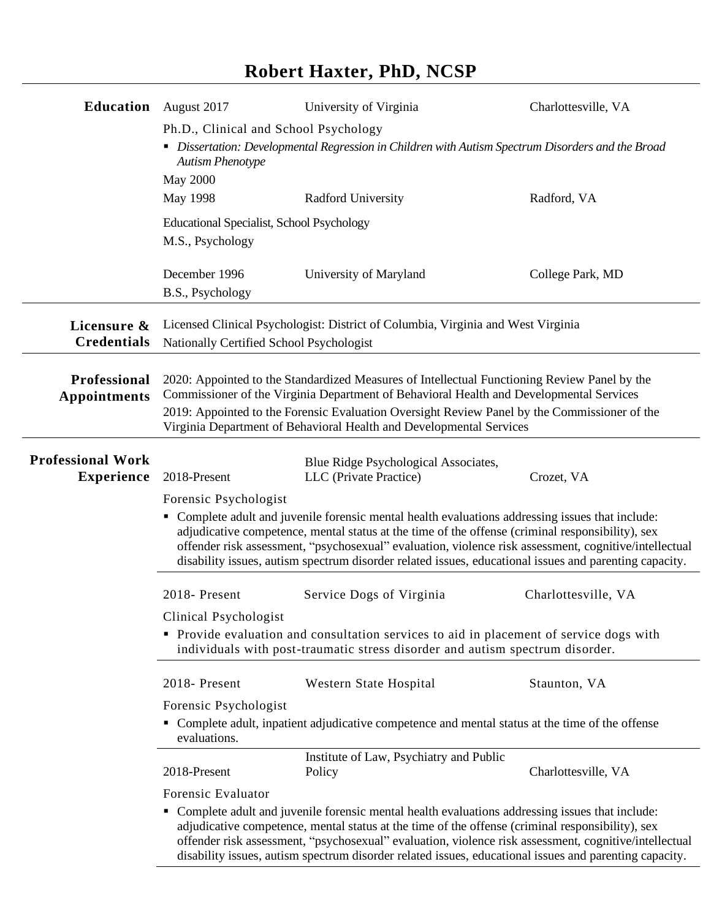# Robert Haxter, PhD, NCSP

## Education

August 2017 — University of Virginia — Charlottesville, VA

Ph.D., Clinical and School Psychology

- *Dissertation: Developmental Regression in Children with Autism Spectrum Disorders and the Broad Autism Phenotype*

May 2000
May 1998 — Radford University — Radford, VA

Educational Specialist, School Psychology
M.S., Psychology

December 1996 — University of Maryland — College Park, MD

B.S., Psychology

## Licensure & Credentials

Licensed Clinical Psychologist: District of Columbia, Virginia and West Virginia
Nationally Certified School Psychologist

## Professional Appointments

2020: Appointed to the Standardized Measures of Intellectual Functioning Review Panel by the Commissioner of the Virginia Department of Behavioral Health and Developmental Services

2019: Appointed to the Forensic Evaluation Oversight Review Panel by the Commissioner of the Virginia Department of Behavioral Health and Developmental Services

## Professional Work Experience

2018-Present — Blue Ridge Psychological Associates, LLC (Private Practice) — Crozet, VA

Forensic Psychologist

- Complete adult and juvenile forensic mental health evaluations addressing issues that include: adjudicative competence, mental status at the time of the offense (criminal responsibility), sex offender risk assessment, "psychosexual" evaluation, violence risk assessment, cognitive/intellectual disability issues, autism spectrum disorder related issues, educational issues and parenting capacity.

2018- Present — Service Dogs of Virginia — Charlottesville, VA

Clinical Psychologist

- Provide evaluation and consultation services to aid in placement of service dogs with individuals with post-traumatic stress disorder and autism spectrum disorder.

2018- Present — Western State Hospital — Staunton, VA

Forensic Psychologist

- Complete adult, inpatient adjudicative competence and mental status at the time of the offense evaluations.

2018-Present — Institute of Law, Psychiatry and Public Policy — Charlottesville, VA

Forensic Evaluator

- Complete adult and juvenile forensic mental health evaluations addressing issues that include: adjudicative competence, mental status at the time of the offense (criminal responsibility), sex offender risk assessment, "psychosexual" evaluation, violence risk assessment, cognitive/intellectual disability issues, autism spectrum disorder related issues, educational issues and parenting capacity.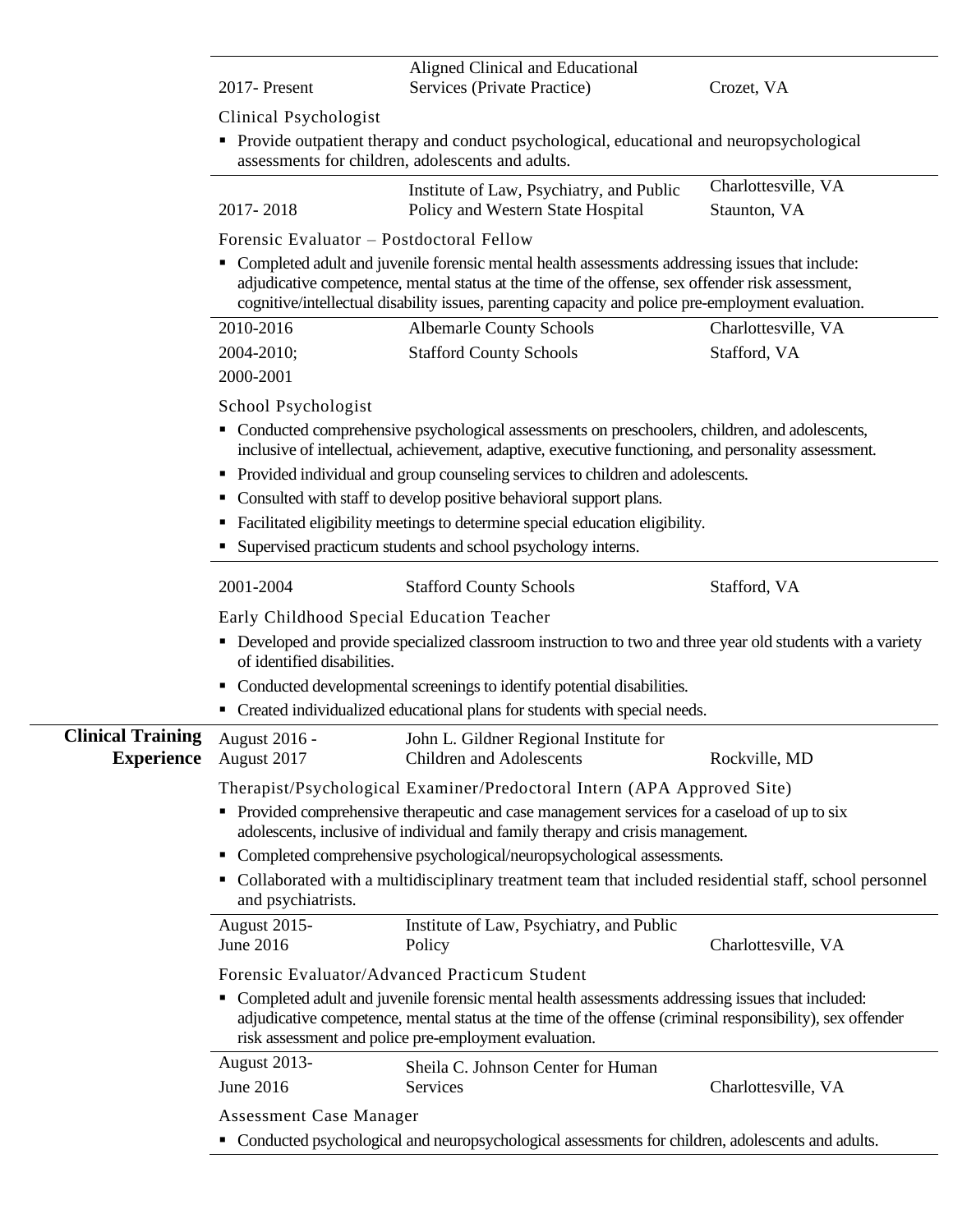**2017- Present** | Aligned Clinical and Educational Services (Private Practice) | Crozet, VA

Clinical Psychologist

- Provide outpatient therapy and conduct psychological, educational and neuropsychological assessments for children, adolescents and adults.

**2017- 2018** | Institute of Law, Psychiatry, and Public Policy and Western State Hospital | Charlottesville, VA / Staunton, VA

Forensic Evaluator – Postdoctoral Fellow

- Completed adult and juvenile forensic mental health assessments addressing issues that include: adjudicative competence, mental status at the time of the offense, sex offender risk assessment, cognitive/intellectual disability issues, parenting capacity and police pre-employment evaluation.

**2010-2016** | Albemarle County Schools | Charlottesville, VA
**2004-2010; 2000-2001** | Stafford County Schools | Stafford, VA

School Psychologist

- Conducted comprehensive psychological assessments on preschoolers, children, and adolescents, inclusive of intellectual, achievement, adaptive, executive functioning, and personality assessment.
- Provided individual and group counseling services to children and adolescents.
- Consulted with staff to develop positive behavioral support plans.
- Facilitated eligibility meetings to determine special education eligibility.
- Supervised practicum students and school psychology interns.

**2001-2004** | Stafford County Schools | Stafford, VA

Early Childhood Special Education Teacher

- Developed and provide specialized classroom instruction to two and three year old students with a variety of identified disabilities.
- Conducted developmental screenings to identify potential disabilities.
- Created individualized educational plans for students with special needs.

## Clinical Training Experience

**August 2016 - August 2017** | John L. Gildner Regional Institute for Children and Adolescents | Rockville, MD

Therapist/Psychological Examiner/Predoctoral Intern (APA Approved Site)

- Provided comprehensive therapeutic and case management services for a caseload of up to six adolescents, inclusive of individual and family therapy and crisis management.
- Completed comprehensive psychological/neuropsychological assessments.
- Collaborated with a multidisciplinary treatment team that included residential staff, school personnel and psychiatrists.

**August 2015- June 2016** | Institute of Law, Psychiatry, and Public Policy | Charlottesville, VA

Forensic Evaluator/Advanced Practicum Student

- Completed adult and juvenile forensic mental health assessments addressing issues that included: adjudicative competence, mental status at the time of the offense (criminal responsibility), sex offender risk assessment and police pre-employment evaluation.

**August 2013- June 2016** | Sheila C. Johnson Center for Human Services | Charlottesville, VA

Assessment Case Manager

- Conducted psychological and neuropsychological assessments for children, adolescents and adults.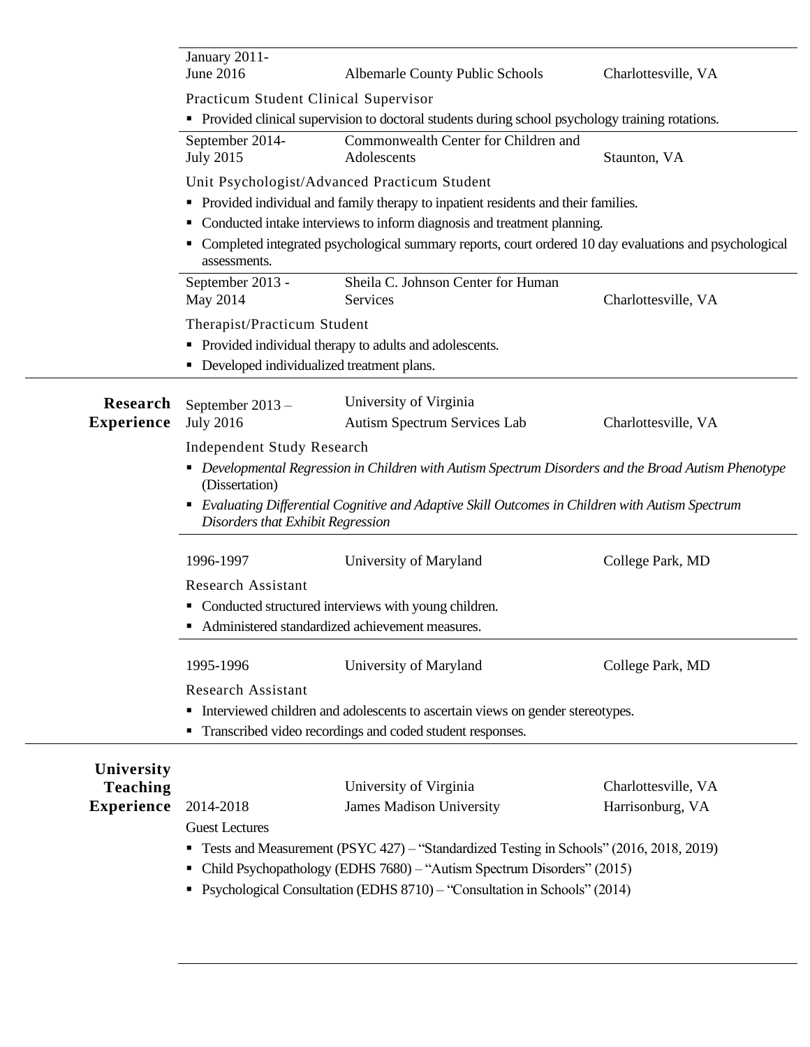January 2011- June 2016 | Albemarle County Public Schools | Charlottesville, VA

Practicum Student Clinical Supervisor

- Provided clinical supervision to doctoral students during school psychology training rotations.

September 2014- July 2015 | Commonwealth Center for Children and Adolescents | Staunton, VA

Unit Psychologist/Advanced Practicum Student

- Provided individual and family therapy to inpatient residents and their families.
- Conducted intake interviews to inform diagnosis and treatment planning.
- Completed integrated psychological summary reports, court ordered 10 day evaluations and psychological assessments.

September 2013 - May 2014 | Sheila C. Johnson Center for Human Services | Charlottesville, VA

Therapist/Practicum Student

- Provided individual therapy to adults and adolescents.
- Developed individualized treatment plans.

## Research Experience

September 2013 – July 2016 | University of Virginia Autism Spectrum Services Lab | Charlottesville, VA

Independent Study Research

- *Developmental Regression in Children with Autism Spectrum Disorders and the Broad Autism Phenotype* (Dissertation)
- *Evaluating Differential Cognitive and Adaptive Skill Outcomes in Children with Autism Spectrum Disorders that Exhibit Regression*

1996-1997 | University of Maryland | College Park, MD

Research Assistant

- Conducted structured interviews with young children.
- Administered standardized achievement measures.

1995-1996 | University of Maryland | College Park, MD

Research Assistant

- Interviewed children and adolescents to ascertain views on gender stereotypes.
- Transcribed video recordings and coded student responses.

## University Teaching Experience

2014-2018 | University of Virginia / James Madison University | Charlottesville, VA / Harrisonburg, VA

Guest Lectures

- Tests and Measurement (PSYC 427) – "Standardized Testing in Schools" (2016, 2018, 2019)
- Child Psychopathology (EDHS 7680) – "Autism Spectrum Disorders" (2015)
- Psychological Consultation (EDHS 8710) – "Consultation in Schools" (2014)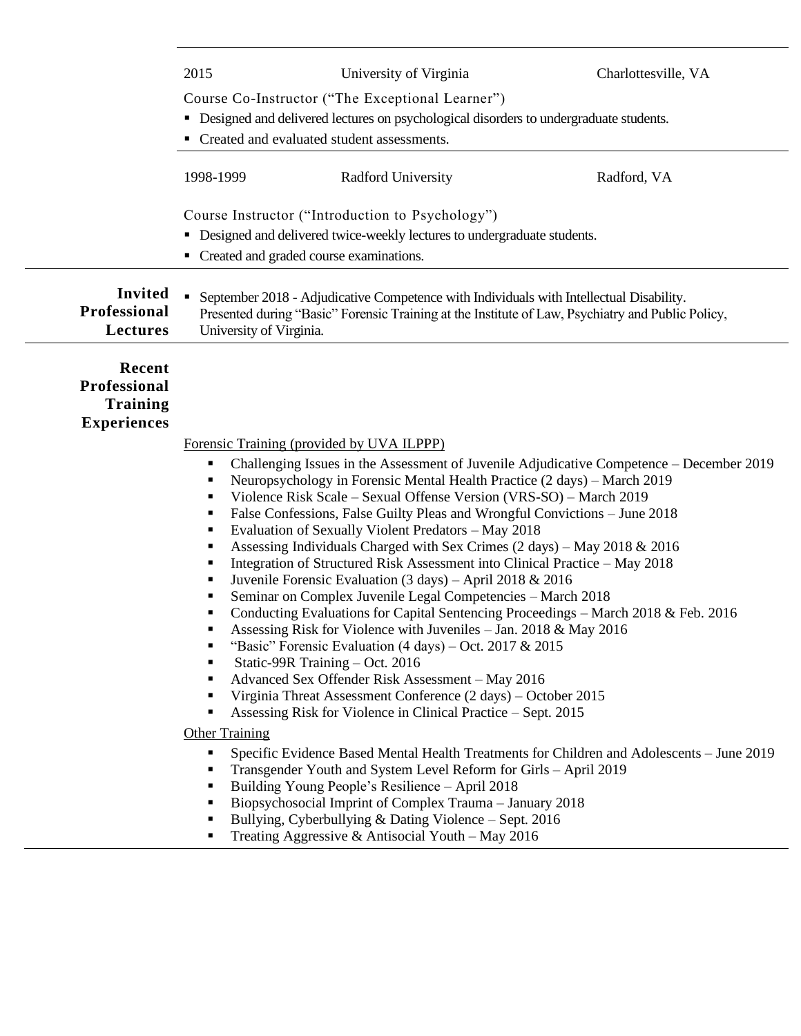2015 | University of Virginia | Charlottesville, VA

Course Co-Instructor ("The Exceptional Learner")

- Designed and delivered lectures on psychological disorders to undergraduate students.
- Created and evaluated student assessments.

1998-1999 | Radford University | Radford, VA

Course Instructor ("Introduction to Psychology")

- Designed and delivered twice-weekly lectures to undergraduate students.
- Created and graded course examinations.

## Invited Professional Lectures

- September 2018 - Adjudicative Competence with Individuals with Intellectual Disability. Presented during "Basic" Forensic Training at the Institute of Law, Psychiatry and Public Policy, University of Virginia.

## Recent Professional Training Experiences

Forensic Training (provided by UVA ILPPP)

- Challenging Issues in the Assessment of Juvenile Adjudicative Competence – December 2019
- Neuropsychology in Forensic Mental Health Practice (2 days) – March 2019
- Violence Risk Scale – Sexual Offense Version (VRS-SO) – March 2019
- False Confessions, False Guilty Pleas and Wrongful Convictions – June 2018
- Evaluation of Sexually Violent Predators – May 2018
- Assessing Individuals Charged with Sex Crimes (2 days) – May 2018 & 2016
- Integration of Structured Risk Assessment into Clinical Practice – May 2018
- Juvenile Forensic Evaluation (3 days) – April 2018 & 2016
- Seminar on Complex Juvenile Legal Competencies – March 2018
- Conducting Evaluations for Capital Sentencing Proceedings – March 2018 & Feb. 2016
- Assessing Risk for Violence with Juveniles – Jan. 2018 & May 2016
- "Basic" Forensic Evaluation (4 days) – Oct. 2017 & 2015
- Static-99R Training – Oct. 2016
- Advanced Sex Offender Risk Assessment – May 2016
- Virginia Threat Assessment Conference (2 days) – October 2015
- Assessing Risk for Violence in Clinical Practice – Sept. 2015

Other Training

- Specific Evidence Based Mental Health Treatments for Children and Adolescents – June 2019
- Transgender Youth and System Level Reform for Girls – April 2019
- Building Young People's Resilience – April 2018
- Biopsychosocial Imprint of Complex Trauma – January 2018
- Bullying, Cyberbullying & Dating Violence – Sept. 2016
- Treating Aggressive & Antisocial Youth – May 2016